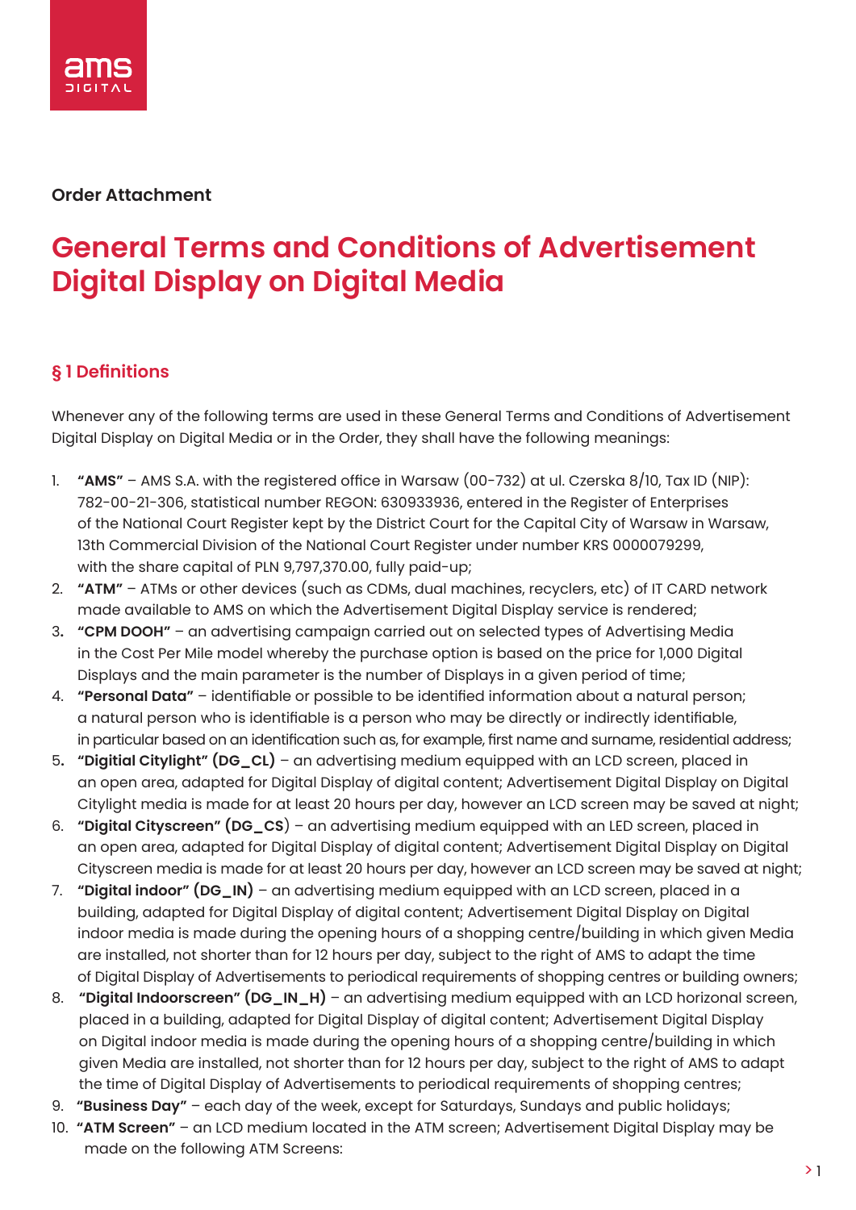Order Attachment

# General Terms and Conditions of Advertisement Digital Display on Digital Media

## § 1 Definitions

Whenever any of the following terms are used in these General Terms and Conditions of Advertisement Digital Display on Digital Media or in the Order, they shall have the following meanings:

1. **"AMS"** – AMS S.A. with the registered office in Warsaw (00-732) at ul. Czerska 8/10, Tax ID (NIP): 782-00-21-306, statistical number REGON: 630933936, entered in the Register of Enterprises of the National Court Register kept by the District Court for the Capital City of Warsaw in Warsaw, 13th Commercial Division of the National Court Register under number KRS 0000079299, with the share capital of PLN 9,797,370.00, fully paid-up;
2. **"ATM"** – ATMs or other devices (such as CDMs, dual machines, recyclers, etc) of IT CARD network made available to AMS on which the Advertisement Digital Display service is rendered;
3. **"CPM DOOH"** – an advertising campaign carried out on selected types of Advertising Media in the Cost Per Mile model whereby the purchase option is based on the price for 1,000 Digital Displays and the main parameter is the number of Displays in a given period of time;
4. **"Personal Data"** – identifiable or possible to be identified information about a natural person; a natural person who is identifiable is a person who may be directly or indirectly identifiable, in particular based on an identification such as, for example, first name and surname, residential address;
5. **"Digitial Citylight" (DG_CL)** – an advertising medium equipped with an LCD screen, placed in an open area, adapted for Digital Display of digital content; Advertisement Digital Display on Digital Citylight media is made for at least 20 hours per day, however an LCD screen may be saved at night;
6. **"Digital Cityscreen" (DG_CS)** – an advertising medium equipped with an LED screen, placed in an open area, adapted for Digital Display of digital content; Advertisement Digital Display on Digital Cityscreen media is made for at least 20 hours per day, however an LCD screen may be saved at night;
7. **"Digital indoor" (DG_IN)** – an advertising medium equipped with an LCD screen, placed in a building, adapted for Digital Display of digital content; Advertisement Digital Display on Digital indoor media is made during the opening hours of a shopping centre/building in which given Media are installed, not shorter than for 12 hours per day, subject to the right of AMS to adapt the time of Digital Display of Advertisements to periodical requirements of shopping centres or building owners;
8. **"Digital Indoorscreen" (DG_IN_H)** – an advertising medium equipped with an LCD horizonal screen, placed in a building, adapted for Digital Display of digital content; Advertisement Digital Display on Digital indoor media is made during the opening hours of a shopping centre/building in which given Media are installed, not shorter than for 12 hours per day, subject to the right of AMS to adapt the time of Digital Display of Advertisements to periodical requirements of shopping centres;
9. **"Business Day"** – each day of the week, except for Saturdays, Sundays and public holidays;
10. **"ATM Screen"** – an LCD medium located in the ATM screen; Advertisement Digital Display may be made on the following ATM Screens: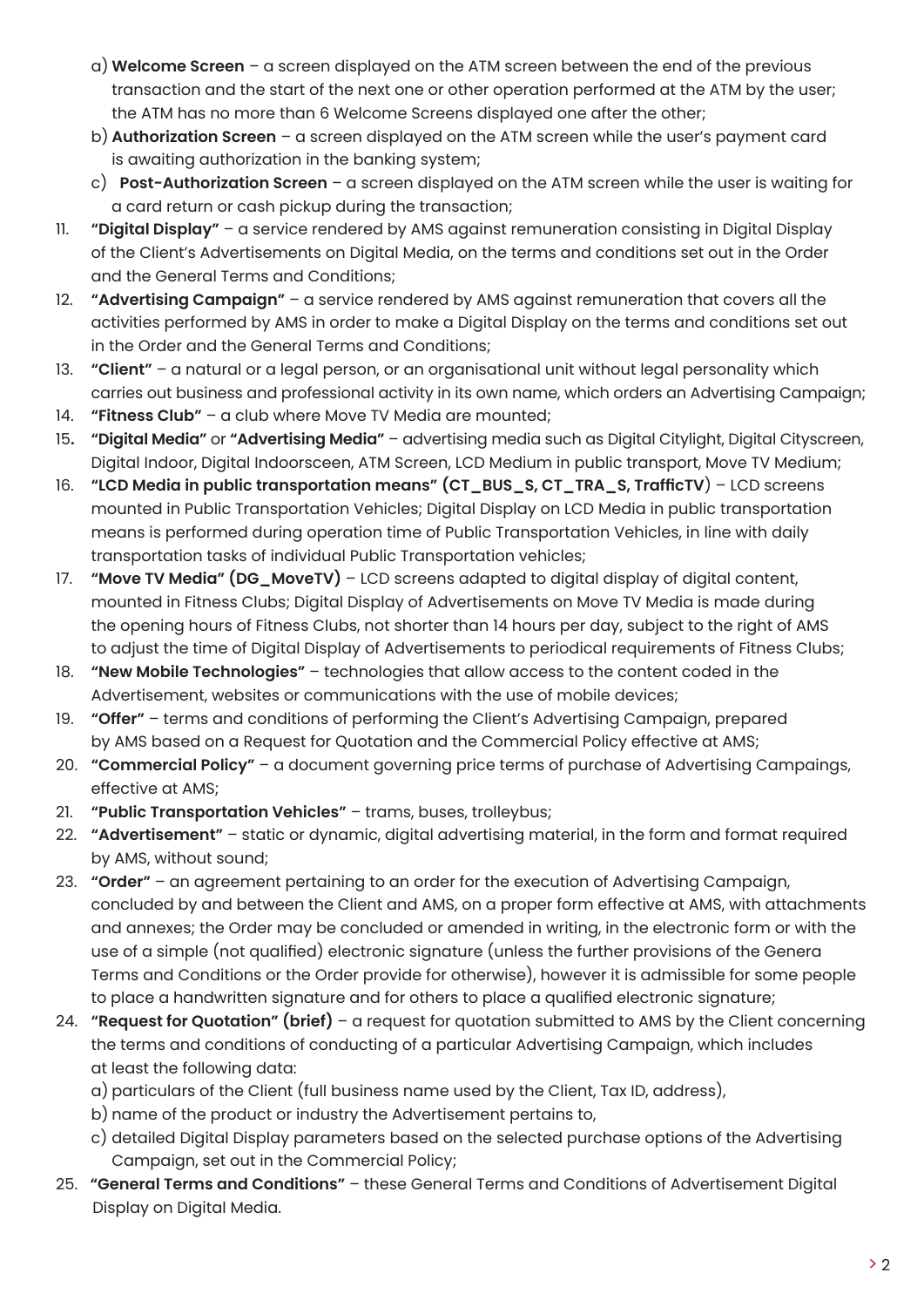a) **Welcome Screen** – a screen displayed on the ATM screen between the end of the previous transaction and the start of the next one or other operation performed at the ATM by the user; the ATM has no more than 6 Welcome Screens displayed one after the other;
b) **Authorization Screen** – a screen displayed on the ATM screen while the user's payment card is awaiting authorization in the banking system;
c) **Post-Authorization Screen** – a screen displayed on the ATM screen while the user is waiting for a card return or cash pickup during the transaction;

11. **"Digital Display"** – a service rendered by AMS against remuneration consisting in Digital Display of the Client's Advertisements on Digital Media, on the terms and conditions set out in the Order and the General Terms and Conditions;
12. **"Advertising Campaign"** – a service rendered by AMS against remuneration that covers all the activities performed by AMS in order to make a Digital Display on the terms and conditions set out in the Order and the General Terms and Conditions;
13. **"Client"** – a natural or a legal person, or an organisational unit without legal personality which carries out business and professional activity in its own name, which orders an Advertising Campaign;
14. **"Fitness Club"** – a club where Move TV Media are mounted;
15. **"Digital Media"** or **"Advertising Media"** – advertising media such as Digital Citylight, Digital Cityscreen, Digital Indoor, Digital Indoorsceen, ATM Screen, LCD Medium in public transport, Move TV Medium;
16. **"LCD Media in public transportation means" (CT_BUS_S, CT_TRA_S, TrafficTV)** – LCD screens mounted in Public Transportation Vehicles; Digital Display on LCD Media in public transportation means is performed during operation time of Public Transportation Vehicles, in line with daily transportation tasks of individual Public Transportation vehicles;
17. **"Move TV Media" (DG_MoveTV)** – LCD screens adapted to digital display of digital content, mounted in Fitness Clubs; Digital Display of Advertisements on Move TV Media is made during the opening hours of Fitness Clubs, not shorter than 14 hours per day, subject to the right of AMS to adjust the time of Digital Display of Advertisements to periodical requirements of Fitness Clubs;
18. **"New Mobile Technologies"** – technologies that allow access to the content coded in the Advertisement, websites or communications with the use of mobile devices;
19. **"Offer"** – terms and conditions of performing the Client's Advertising Campaign, prepared by AMS based on a Request for Quotation and the Commercial Policy effective at AMS;
20. **"Commercial Policy"** – a document governing price terms of purchase of Advertising Campaings, effective at AMS;
21. **"Public Transportation Vehicles"** – trams, buses, trolleybus;
22. **"Advertisement"** – static or dynamic, digital advertising material, in the form and format required by AMS, without sound;
23. **"Order"** – an agreement pertaining to an order for the execution of Advertising Campaign, concluded by and between the Client and AMS, on a proper form effective at AMS, with attachments and annexes; the Order may be concluded or amended in writing, in the electronic form or with the use of a simple (not qualified) electronic signature (unless the further provisions of the Genera Terms and Conditions or the Order provide for otherwise), however it is admissible for some people to place a handwritten signature and for others to place a qualified electronic signature;
24. **"Request for Quotation" (brief)** – a request for quotation submitted to AMS by the Client concerning the terms and conditions of conducting of a particular Advertising Campaign, which includes at least the following data:
    a) particulars of the Client (full business name used by the Client, Tax ID, address),
    b) name of the product or industry the Advertisement pertains to,
    c) detailed Digital Display parameters based on the selected purchase options of the Advertising Campaign, set out in the Commercial Policy;
25. **"General Terms and Conditions"** – these General Terms and Conditions of Advertisement Digital Display on Digital Media.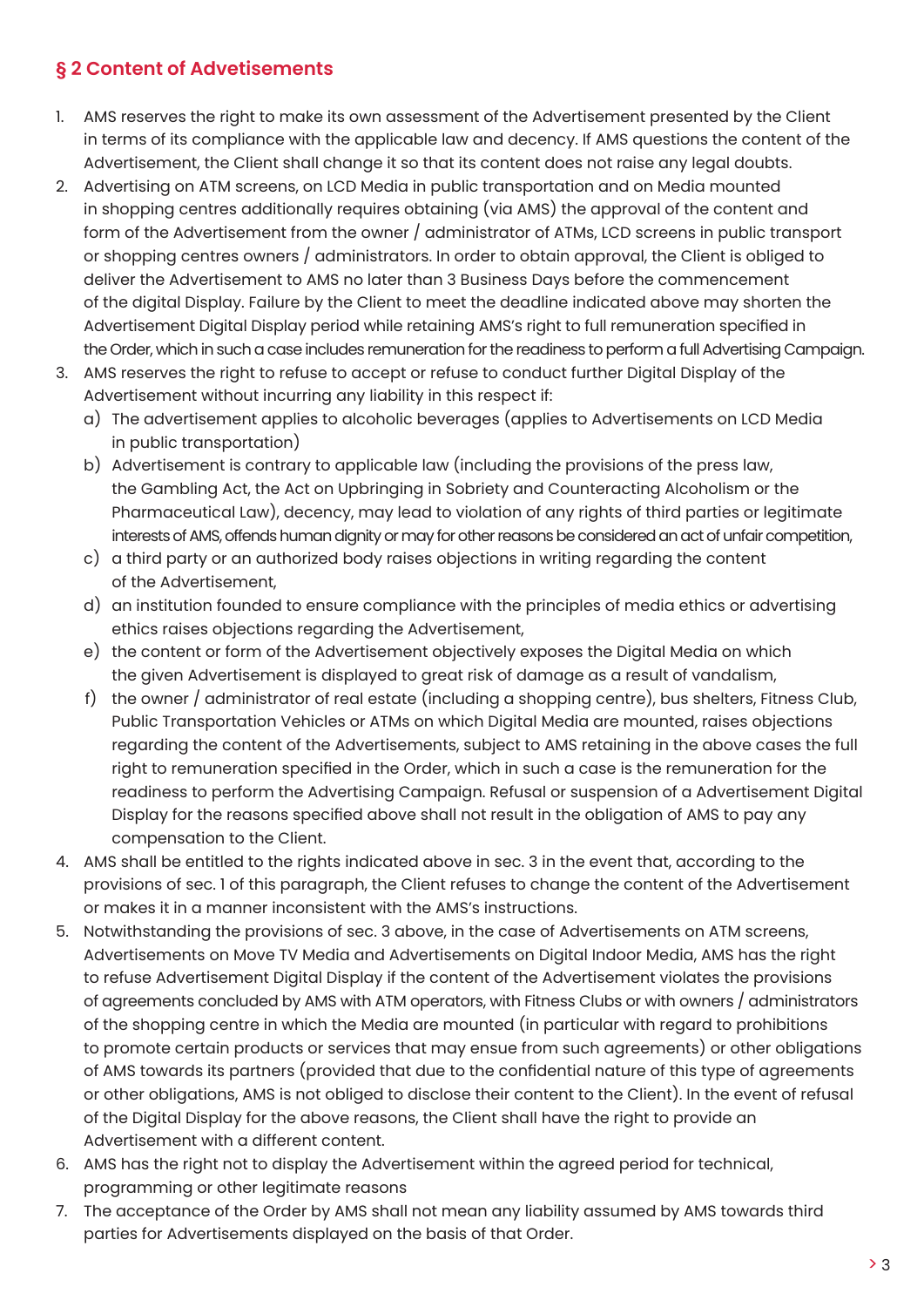## § 2 Content of Advetisements

1. AMS reserves the right to make its own assessment of the Advertisement presented by the Client in terms of its compliance with the applicable law and decency. If AMS questions the content of the Advertisement, the Client shall change it so that its content does not raise any legal doubts.
2. Advertising on ATM screens, on LCD Media in public transportation and on Media mounted in shopping centres additionally requires obtaining (via AMS) the approval of the content and form of the Advertisement from the owner / administrator of ATMs, LCD screens in public transport or shopping centres owners / administrators. In order to obtain approval, the Client is obliged to deliver the Advertisement to AMS no later than 3 Business Days before the commencement of the digital Display. Failure by the Client to meet the deadline indicated above may shorten the Advertisement Digital Display period while retaining AMS's right to full remuneration specified in the Order, which in such a case includes remuneration for the readiness to perform a full Advertising Campaign.
3. AMS reserves the right to refuse to accept or refuse to conduct further Digital Display of the Advertisement without incurring any liability in this respect if:
   a) The advertisement applies to alcoholic beverages (applies to Advertisements on LCD Media in public transportation)
   b) Advertisement is contrary to applicable law (including the provisions of the press law, the Gambling Act, the Act on Upbringing in Sobriety and Counteracting Alcoholism or the Pharmaceutical Law), decency, may lead to violation of any rights of third parties or legitimate interests of AMS, offends human dignity or may for other reasons be considered an act of unfair competition,
   c) a third party or an authorized body raises objections in writing regarding the content of the Advertisement,
   d) an institution founded to ensure compliance with the principles of media ethics or advertising ethics raises objections regarding the Advertisement,
   e) the content or form of the Advertisement objectively exposes the Digital Media on which the given Advertisement is displayed to great risk of damage as a result of vandalism,
   f) the owner / administrator of real estate (including a shopping centre), bus shelters, Fitness Club, Public Transportation Vehicles or ATMs on which Digital Media are mounted, raises objections regarding the content of the Advertisements, subject to AMS retaining in the above cases the full right to remuneration specified in the Order, which in such a case is the remuneration for the readiness to perform the Advertising Campaign. Refusal or suspension of a Advertisement Digital Display for the reasons specified above shall not result in the obligation of AMS to pay any compensation to the Client.
4. AMS shall be entitled to the rights indicated above in sec. 3 in the event that, according to the provisions of sec. 1 of this paragraph, the Client refuses to change the content of the Advertisement or makes it in a manner inconsistent with the AMS's instructions.
5. Notwithstanding the provisions of sec. 3 above, in the case of Advertisements on ATM screens, Advertisements on Move TV Media and Advertisements on Digital Indoor Media, AMS has the right to refuse Advertisement Digital Display if the content of the Advertisement violates the provisions of agreements concluded by AMS with ATM operators, with Fitness Clubs or with owners / administrators of the shopping centre in which the Media are mounted (in particular with regard to prohibitions to promote certain products or services that may ensue from such agreements) or other obligations of AMS towards its partners (provided that due to the confidential nature of this type of agreements or other obligations, AMS is not obliged to disclose their content to the Client). In the event of refusal of the Digital Display for the above reasons, the Client shall have the right to provide an Advertisement with a different content.
6. AMS has the right not to display the Advertisement within the agreed period for technical, programming or other legitimate reasons
7. The acceptance of the Order by AMS shall not mean any liability assumed by AMS towards third parties for Advertisements displayed on the basis of that Order.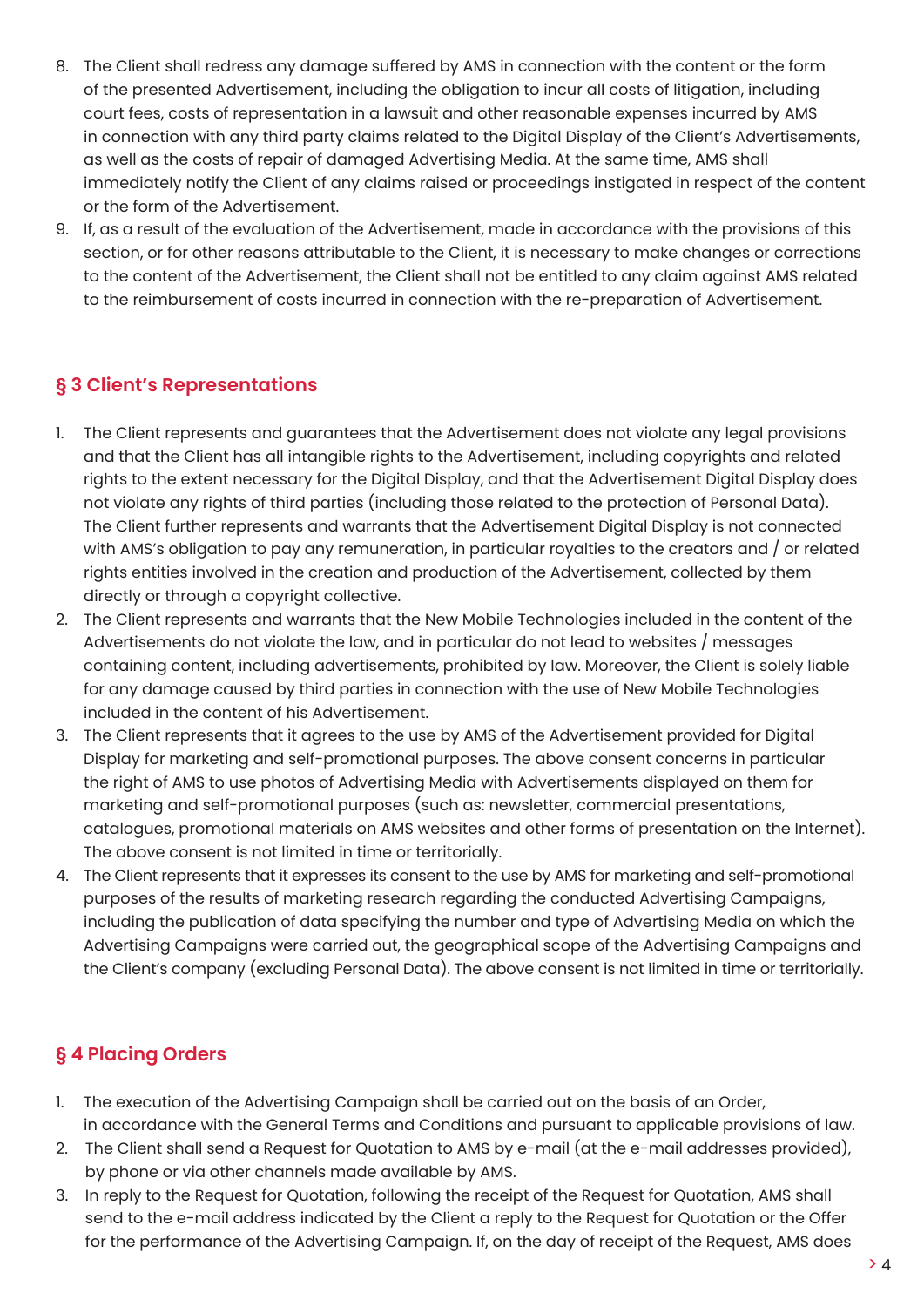8. The Client shall redress any damage suffered by AMS in connection with the content or the form of the presented Advertisement, including the obligation to incur all costs of litigation, including court fees, costs of representation in a lawsuit and other reasonable expenses incurred by AMS in connection with any third party claims related to the Digital Display of the Client's Advertisements, as well as the costs of repair of damaged Advertising Media. At the same time, AMS shall immediately notify the Client of any claims raised or proceedings instigated in respect of the content or the form of the Advertisement.
9. If, as a result of the evaluation of the Advertisement, made in accordance with the provisions of this section, or for other reasons attributable to the Client, it is necessary to make changes or corrections to the content of the Advertisement, the Client shall not be entitled to any claim against AMS related to the reimbursement of costs incurred in connection with the re-preparation of Advertisement.

## § 3 Client's Representations

1. The Client represents and guarantees that the Advertisement does not violate any legal provisions and that the Client has all intangible rights to the Advertisement, including copyrights and related rights to the extent necessary for the Digital Display, and that the Advertisement Digital Display does not violate any rights of third parties (including those related to the protection of Personal Data). The Client further represents and warrants that the Advertisement Digital Display is not connected with AMS's obligation to pay any remuneration, in particular royalties to the creators and / or related rights entities involved in the creation and production of the Advertisement, collected by them directly or through a copyright collective.
2. The Client represents and warrants that the New Mobile Technologies included in the content of the Advertisements do not violate the law, and in particular do not lead to websites / messages containing content, including advertisements, prohibited by law. Moreover, the Client is solely liable for any damage caused by third parties in connection with the use of New Mobile Technologies included in the content of his Advertisement.
3. The Client represents that it agrees to the use by AMS of the Advertisement provided for Digital Display for marketing and self-promotional purposes. The above consent concerns in particular the right of AMS to use photos of Advertising Media with Advertisements displayed on them for marketing and self-promotional purposes (such as: newsletter, commercial presentations, catalogues, promotional materials on AMS websites and other forms of presentation on the Internet). The above consent is not limited in time or territorially.
4. The Client represents that it expresses its consent to the use by AMS for marketing and self-promotional purposes of the results of marketing research regarding the conducted Advertising Campaigns, including the publication of data specifying the number and type of Advertising Media on which the Advertising Campaigns were carried out, the geographical scope of the Advertising Campaigns and the Client's company (excluding Personal Data). The above consent is not limited in time or territorially.

## § 4 Placing Orders

1. The execution of the Advertising Campaign shall be carried out on the basis of an Order, in accordance with the General Terms and Conditions and pursuant to applicable provisions of law.
2. The Client shall send a Request for Quotation to AMS by e-mail (at the e-mail addresses provided), by phone or via other channels made available by AMS.
3. In reply to the Request for Quotation, following the receipt of the Request for Quotation, AMS shall send to the e-mail address indicated by the Client a reply to the Request for Quotation or the Offer for the performance of the Advertising Campaign. If, on the day of receipt of the Request, AMS does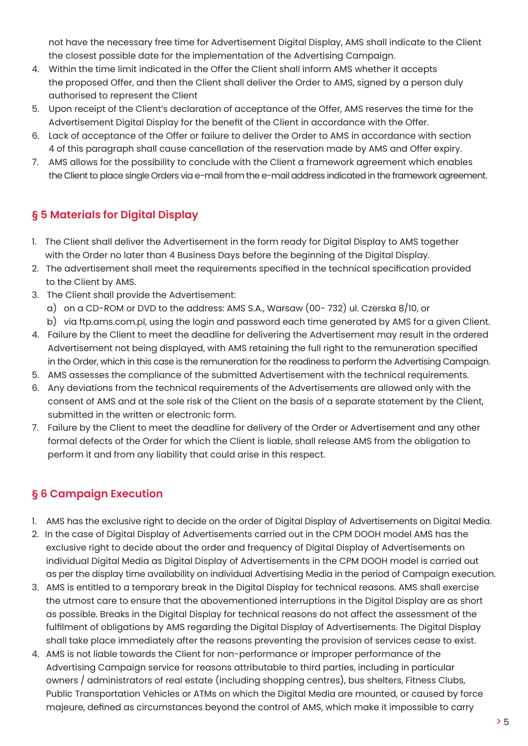not have the necessary free time for Advertisement Digital Display, AMS shall indicate to the Client the closest possible date for the implementation of the Advertising Campaign.

4. Within the time limit indicated in the Offer the Client shall inform AMS whether it accepts the proposed Offer, and then the Client shall deliver the Order to AMS, signed by a person duly authorised to represent the Client
5. Upon receipt of the Client's declaration of acceptance of the Offer, AMS reserves the time for the Advertisement Digital Display for the benefit of the Client in accordance with the Offer.
6. Lack of acceptance of the Offer or failure to deliver the Order to AMS in accordance with section 4 of this paragraph shall cause cancellation of the reservation made by AMS and Offer expiry.
7. AMS allows for the possibility to conclude with the Client a framework agreement which enables the Client to place single Orders via e-mail from the e-mail address indicated in the framework agreement.

## § 5 Materials for Digital Display

1. The Client shall deliver the Advertisement in the form ready for Digital Display to AMS together with the Order no later than 4 Business Days before the beginning of the Digital Display.
2. The advertisement shall meet the requirements specified in the technical specification provided to the Client by AMS.
3. The Client shall provide the Advertisement:
   a) on a CD-ROM or DVD to the address: AMS S.A., Warsaw (00- 732) ul. Czerska 8/10, or
   b) via ftp.ams.com.pl, using the login and password each time generated by AMS for a given Client.
4. Failure by the Client to meet the deadline for delivering the Advertisement may result in the ordered Advertisement not being displayed, with AMS retaining the full right to the remuneration specified in the Order, which in this case is the remuneration for the readiness to perform the Advertising Campaign.
5. AMS assesses the compliance of the submitted Advertisement with the technical requirements.
6. Any deviations from the technical requirements of the Advertisements are allowed only with the consent of AMS and at the sole risk of the Client on the basis of a separate statement by the Client, submitted in the written or electronic form.
7. Failure by the Client to meet the deadline for delivery of the Order or Advertisement and any other formal defects of the Order for which the Client is liable, shall release AMS from the obligation to perform it and from any liability that could arise in this respect.

## § 6 Campaign Execution

1. AMS has the exclusive right to decide on the order of Digital Display of Advertisements on Digital Media.
2. In the case of Digital Display of Advertisements carried out in the CPM DOOH model AMS has the exclusive right to decide about the order and frequency of Digital Display of Advertisements on individual Digital Media as Digital Display of Advertisements in the CPM DOOH model is carried out as per the display time availability on individual Advertising Media in the period of Campaign execution.
3. AMS is entitled to a temporary break in the Digital Display for technical reasons. AMS shall exercise the utmost care to ensure that the abovementioned interruptions in the Digital Display are as short as possible. Breaks in the Digital Display for technical reasons do not affect the assessment of the fulfilment of obligations by AMS regarding the Digital Display of Advertisements. The Digital Display shall take place immediately after the reasons preventing the provision of services cease to exist.
4. AMS is not liable towards the Client for non-performance or improper performance of the Advertising Campaign service for reasons attributable to third parties, including in particular owners / administrators of real estate (including shopping centres), bus shelters, Fitness Clubs, Public Transportation Vehicles or ATMs on which the Digital Media are mounted, or caused by force majeure, defined as circumstances beyond the control of AMS, which make it impossible to carry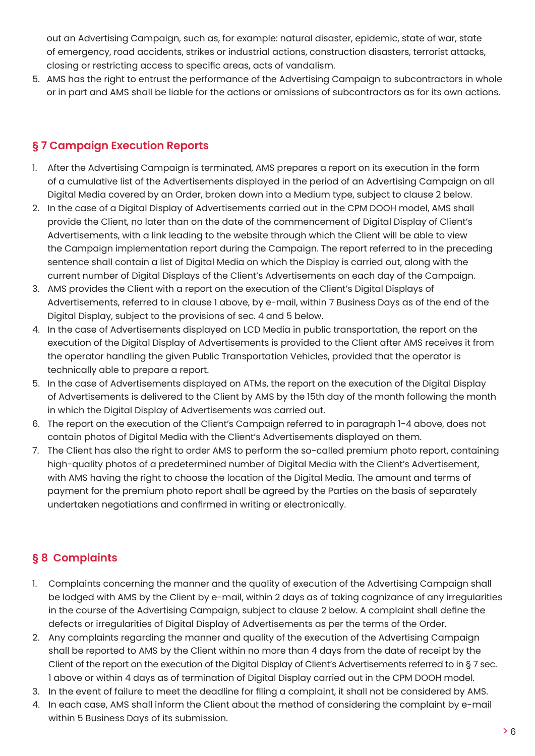out an Advertising Campaign, such as, for example: natural disaster, epidemic, state of war, state of emergency, road accidents, strikes or industrial actions, construction disasters, terrorist attacks, closing or restricting access to specific areas, acts of vandalism.

5. AMS has the right to entrust the performance of the Advertising Campaign to subcontractors in whole or in part and AMS shall be liable for the actions or omissions of subcontractors as for its own actions.

## § 7 Campaign Execution Reports

1. After the Advertising Campaign is terminated, AMS prepares a report on its execution in the form of a cumulative list of the Advertisements displayed in the period of an Advertising Campaign on all Digital Media covered by an Order, broken down into a Medium type, subject to clause 2 below.
2. In the case of a Digital Display of Advertisements carried out in the CPM DOOH model, AMS shall provide the Client, no later than on the date of the commencement of Digital Display of Client's Advertisements, with a link leading to the website through which the Client will be able to view the Campaign implementation report during the Campaign. The report referred to in the preceding sentence shall contain a list of Digital Media on which the Display is carried out, along with the current number of Digital Displays of the Client's Advertisements on each day of the Campaign.
3. AMS provides the Client with a report on the execution of the Client's Digital Displays of Advertisements, referred to in clause 1 above, by e-mail, within 7 Business Days as of the end of the Digital Display, subject to the provisions of sec. 4 and 5 below.
4. In the case of Advertisements displayed on LCD Media in public transportation, the report on the execution of the Digital Display of Advertisements is provided to the Client after AMS receives it from the operator handling the given Public Transportation Vehicles, provided that the operator is technically able to prepare a report.
5. In the case of Advertisements displayed on ATMs, the report on the execution of the Digital Display of Advertisements is delivered to the Client by AMS by the 15th day of the month following the month in which the Digital Display of Advertisements was carried out.
6. The report on the execution of the Client's Campaign referred to in paragraph 1-4 above, does not contain photos of Digital Media with the Client's Advertisements displayed on them.
7. The Client has also the right to order AMS to perform the so-called premium photo report, containing high-quality photos of a predetermined number of Digital Media with the Client's Advertisement, with AMS having the right to choose the location of the Digital Media. The amount and terms of payment for the premium photo report shall be agreed by the Parties on the basis of separately undertaken negotiations and confirmed in writing or electronically.

## § 8 Complaints

1. Complaints concerning the manner and the quality of execution of the Advertising Campaign shall be lodged with AMS by the Client by e-mail, within 2 days as of taking cognizance of any irregularities in the course of the Advertising Campaign, subject to clause 2 below. A complaint shall define the defects or irregularities of Digital Display of Advertisements as per the terms of the Order.
2. Any complaints regarding the manner and quality of the execution of the Advertising Campaign shall be reported to AMS by the Client within no more than 4 days from the date of receipt by the Client of the report on the execution of the Digital Display of Client's Advertisements referred to in § 7 sec. 1 above or within 4 days as of termination of Digital Display carried out in the CPM DOOH model.
3. In the event of failure to meet the deadline for filing a complaint, it shall not be considered by AMS.
4. In each case, AMS shall inform the Client about the method of considering the complaint by e-mail within 5 Business Days of its submission.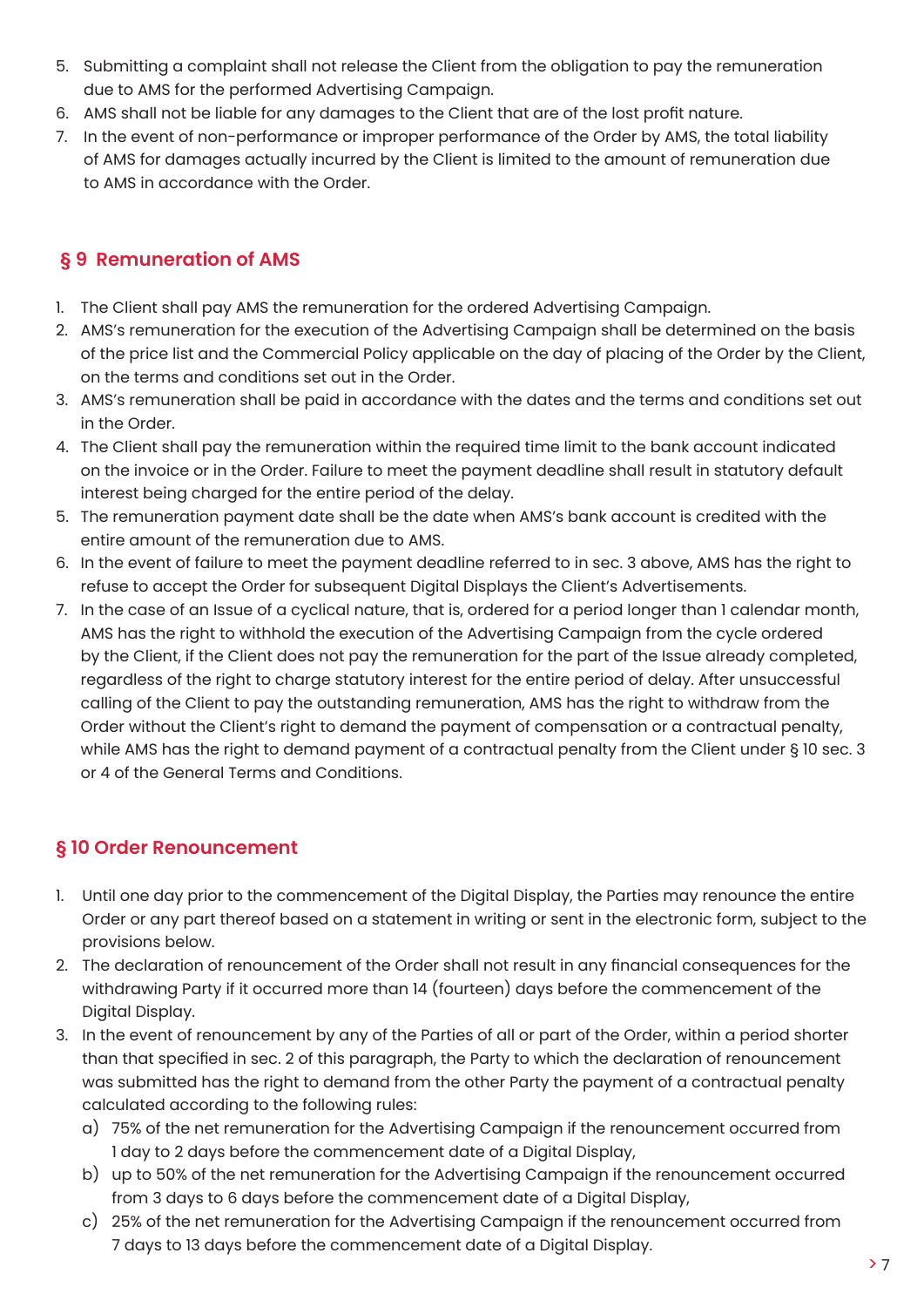5. Submitting a complaint shall not release the Client from the obligation to pay the remuneration due to AMS for the performed Advertising Campaign.
6. AMS shall not be liable for any damages to the Client that are of the lost profit nature.
7. In the event of non-performance or improper performance of the Order by AMS, the total liability of AMS for damages actually incurred by the Client is limited to the amount of remuneration due to AMS in accordance with the Order.

## § 9 Remuneration of AMS

1. The Client shall pay AMS the remuneration for the ordered Advertising Campaign.
2. AMS's remuneration for the execution of the Advertising Campaign shall be determined on the basis of the price list and the Commercial Policy applicable on the day of placing of the Order by the Client, on the terms and conditions set out in the Order.
3. AMS's remuneration shall be paid in accordance with the dates and the terms and conditions set out in the Order.
4. The Client shall pay the remuneration within the required time limit to the bank account indicated on the invoice or in the Order. Failure to meet the payment deadline shall result in statutory default interest being charged for the entire period of the delay.
5. The remuneration payment date shall be the date when AMS's bank account is credited with the entire amount of the remuneration due to AMS.
6. In the event of failure to meet the payment deadline referred to in sec. 3 above, AMS has the right to refuse to accept the Order for subsequent Digital Displays the Client's Advertisements.
7. In the case of an Issue of a cyclical nature, that is, ordered for a period longer than 1 calendar month, AMS has the right to withhold the execution of the Advertising Campaign from the cycle ordered by the Client, if the Client does not pay the remuneration for the part of the Issue already completed, regardless of the right to charge statutory interest for the entire period of delay. After unsuccessful calling of the Client to pay the outstanding remuneration, AMS has the right to withdraw from the Order without the Client's right to demand the payment of compensation or a contractual penalty, while AMS has the right to demand payment of a contractual penalty from the Client under § 10 sec. 3 or 4 of the General Terms and Conditions.

## § 10 Order Renouncement

1. Until one day prior to the commencement of the Digital Display, the Parties may renounce the entire Order or any part thereof based on a statement in writing or sent in the electronic form, subject to the provisions below.
2. The declaration of renouncement of the Order shall not result in any financial consequences for the withdrawing Party if it occurred more than 14 (fourteen) days before the commencement of the Digital Display.
3. In the event of renouncement by any of the Parties of all or part of the Order, within a period shorter than that specified in sec. 2 of this paragraph, the Party to which the declaration of renouncement was submitted has the right to demand from the other Party the payment of a contractual penalty calculated according to the following rules:
   a) 75% of the net remuneration for the Advertising Campaign if the renouncement occurred from 1 day to 2 days before the commencement date of a Digital Display,
   b) up to 50% of the net remuneration for the Advertising Campaign if the renouncement occurred from 3 days to 6 days before the commencement date of a Digital Display,
   c) 25% of the net remuneration for the Advertising Campaign if the renouncement occurred from 7 days to 13 days before the commencement date of a Digital Display.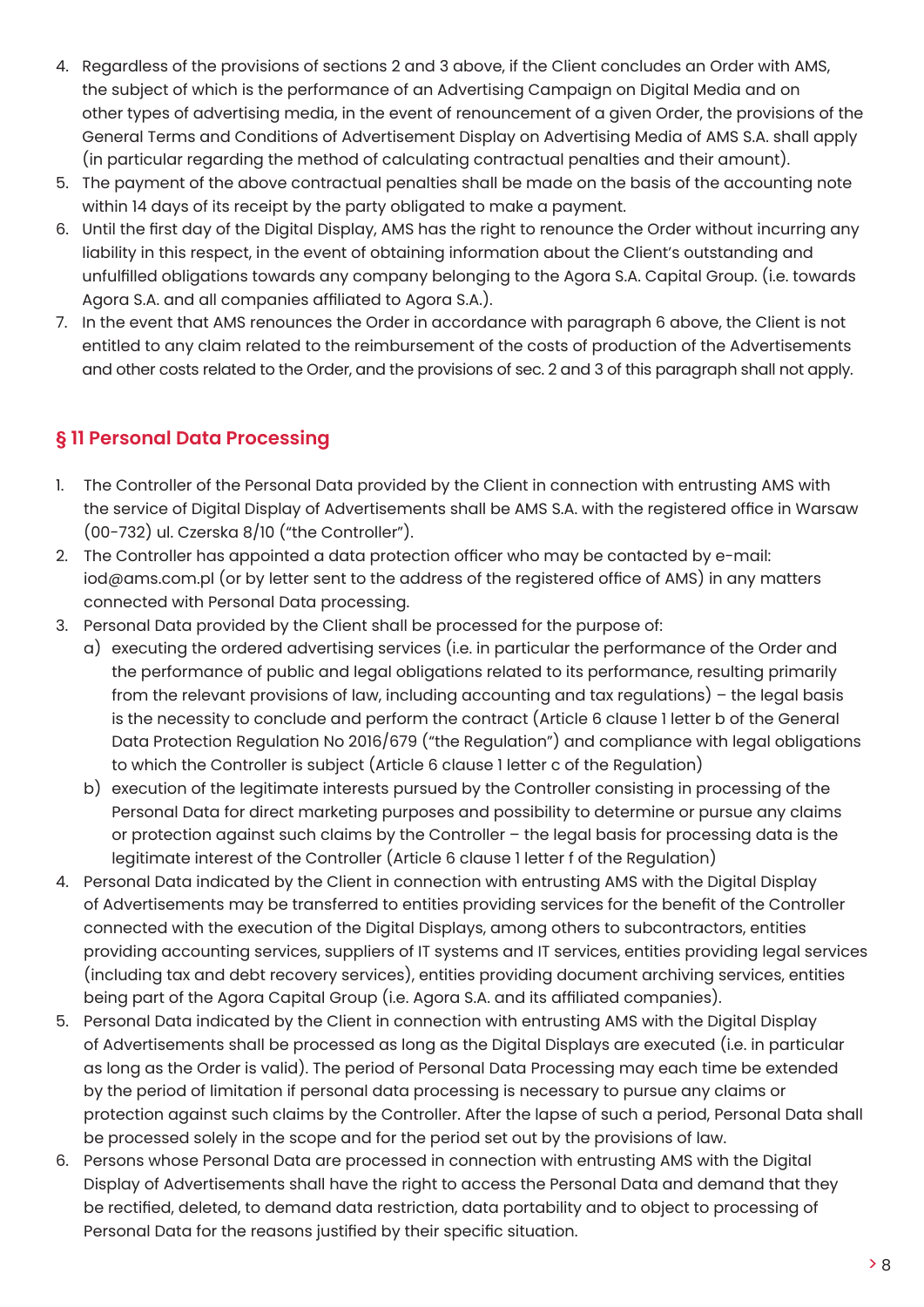4. Regardless of the provisions of sections 2 and 3 above, if the Client concludes an Order with AMS, the subject of which is the performance of an Advertising Campaign on Digital Media and on other types of advertising media, in the event of renouncement of a given Order, the provisions of the General Terms and Conditions of Advertisement Display on Advertising Media of AMS S.A. shall apply (in particular regarding the method of calculating contractual penalties and their amount).
5. The payment of the above contractual penalties shall be made on the basis of the accounting note within 14 days of its receipt by the party obligated to make a payment.
6. Until the first day of the Digital Display, AMS has the right to renounce the Order without incurring any liability in this respect, in the event of obtaining information about the Client's outstanding and unfulfilled obligations towards any company belonging to the Agora S.A. Capital Group. (i.e. towards Agora S.A. and all companies affiliated to Agora S.A.).
7. In the event that AMS renounces the Order in accordance with paragraph 6 above, the Client is not entitled to any claim related to the reimbursement of the costs of production of the Advertisements and other costs related to the Order, and the provisions of sec. 2 and 3 of this paragraph shall not apply.

## § 11 Personal Data Processing

1. The Controller of the Personal Data provided by the Client in connection with entrusting AMS with the service of Digital Display of Advertisements shall be AMS S.A. with the registered office in Warsaw (00-732) ul. Czerska 8/10 ("the Controller").
2. The Controller has appointed a data protection officer who may be contacted by e-mail: iod@ams.com.pl (or by letter sent to the address of the registered office of AMS) in any matters connected with Personal Data processing.
3. Personal Data provided by the Client shall be processed for the purpose of:
   a) executing the ordered advertising services (i.e. in particular the performance of the Order and the performance of public and legal obligations related to its performance, resulting primarily from the relevant provisions of law, including accounting and tax regulations) – the legal basis is the necessity to conclude and perform the contract (Article 6 clause 1 letter b of the General Data Protection Regulation No 2016/679 ("the Regulation") and compliance with legal obligations to which the Controller is subject (Article 6 clause 1 letter c of the Regulation)
   b) execution of the legitimate interests pursued by the Controller consisting in processing of the Personal Data for direct marketing purposes and possibility to determine or pursue any claims or protection against such claims by the Controller – the legal basis for processing data is the legitimate interest of the Controller (Article 6 clause 1 letter f of the Regulation)
4. Personal Data indicated by the Client in connection with entrusting AMS with the Digital Display of Advertisements may be transferred to entities providing services for the benefit of the Controller connected with the execution of the Digital Displays, among others to subcontractors, entities providing accounting services, suppliers of IT systems and IT services, entities providing legal services (including tax and debt recovery services), entities providing document archiving services, entities being part of the Agora Capital Group (i.e. Agora S.A. and its affiliated companies).
5. Personal Data indicated by the Client in connection with entrusting AMS with the Digital Display of Advertisements shall be processed as long as the Digital Displays are executed (i.e. in particular as long as the Order is valid). The period of Personal Data Processing may each time be extended by the period of limitation if personal data processing is necessary to pursue any claims or protection against such claims by the Controller. After the lapse of such a period, Personal Data shall be processed solely in the scope and for the period set out by the provisions of law.
6. Persons whose Personal Data are processed in connection with entrusting AMS with the Digital Display of Advertisements shall have the right to access the Personal Data and demand that they be rectified, deleted, to demand data restriction, data portability and to object to processing of Personal Data for the reasons justified by their specific situation.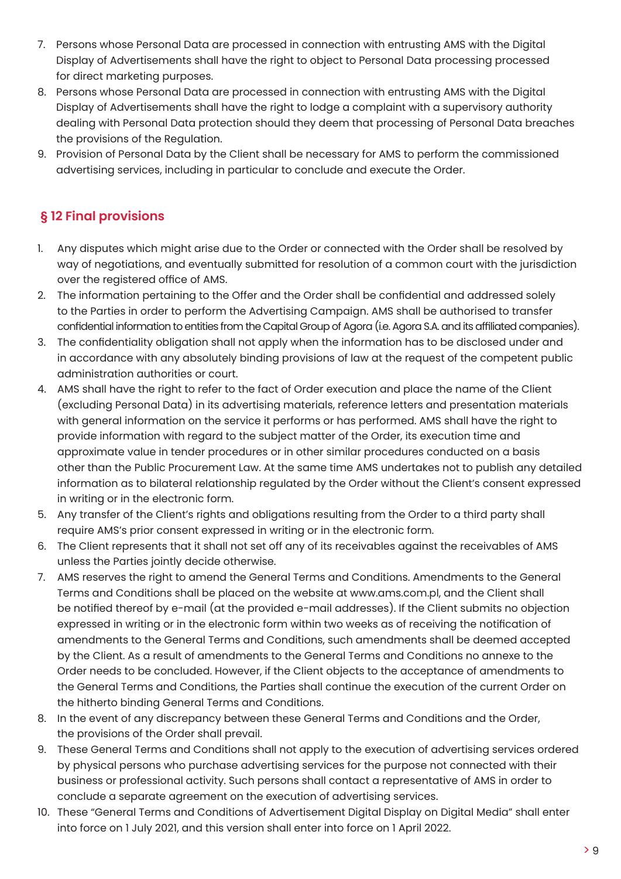7. Persons whose Personal Data are processed in connection with entrusting AMS with the Digital Display of Advertisements shall have the right to object to Personal Data processing processed for direct marketing purposes.
8. Persons whose Personal Data are processed in connection with entrusting AMS with the Digital Display of Advertisements shall have the right to lodge a complaint with a supervisory authority dealing with Personal Data protection should they deem that processing of Personal Data breaches the provisions of the Regulation.
9. Provision of Personal Data by the Client shall be necessary for AMS to perform the commissioned advertising services, including in particular to conclude and execute the Order.

## § 12 Final provisions

1. Any disputes which might arise due to the Order or connected with the Order shall be resolved by way of negotiations, and eventually submitted for resolution of a common court with the jurisdiction over the registered office of AMS.
2. The information pertaining to the Offer and the Order shall be confidential and addressed solely to the Parties in order to perform the Advertising Campaign. AMS shall be authorised to transfer confidential information to entities from the Capital Group of Agora (i.e. Agora S.A. and its affiliated companies).
3. The confidentiality obligation shall not apply when the information has to be disclosed under and in accordance with any absolutely binding provisions of law at the request of the competent public administration authorities or court.
4. AMS shall have the right to refer to the fact of Order execution and place the name of the Client (excluding Personal Data) in its advertising materials, reference letters and presentation materials with general information on the service it performs or has performed. AMS shall have the right to provide information with regard to the subject matter of the Order, its execution time and approximate value in tender procedures or in other similar procedures conducted on a basis other than the Public Procurement Law. At the same time AMS undertakes not to publish any detailed information as to bilateral relationship regulated by the Order without the Client's consent expressed in writing or in the electronic form.
5. Any transfer of the Client's rights and obligations resulting from the Order to a third party shall require AMS's prior consent expressed in writing or in the electronic form.
6. The Client represents that it shall not set off any of its receivables against the receivables of AMS unless the Parties jointly decide otherwise.
7. AMS reserves the right to amend the General Terms and Conditions. Amendments to the General Terms and Conditions shall be placed on the website at www.ams.com.pl, and the Client shall be notified thereof by e-mail (at the provided e-mail addresses). If the Client submits no objection expressed in writing or in the electronic form within two weeks as of receiving the notification of amendments to the General Terms and Conditions, such amendments shall be deemed accepted by the Client. As a result of amendments to the General Terms and Conditions no annexe to the Order needs to be concluded. However, if the Client objects to the acceptance of amendments to the General Terms and Conditions, the Parties shall continue the execution of the current Order on the hitherto binding General Terms and Conditions.
8. In the event of any discrepancy between these General Terms and Conditions and the Order, the provisions of the Order shall prevail.
9. These General Terms and Conditions shall not apply to the execution of advertising services ordered by physical persons who purchase advertising services for the purpose not connected with their business or professional activity. Such persons shall contact a representative of AMS in order to conclude a separate agreement on the execution of advertising services.
10. These "General Terms and Conditions of Advertisement Digital Display on Digital Media" shall enter into force on 1 July 2021, and this version shall enter into force on 1 April 2022.